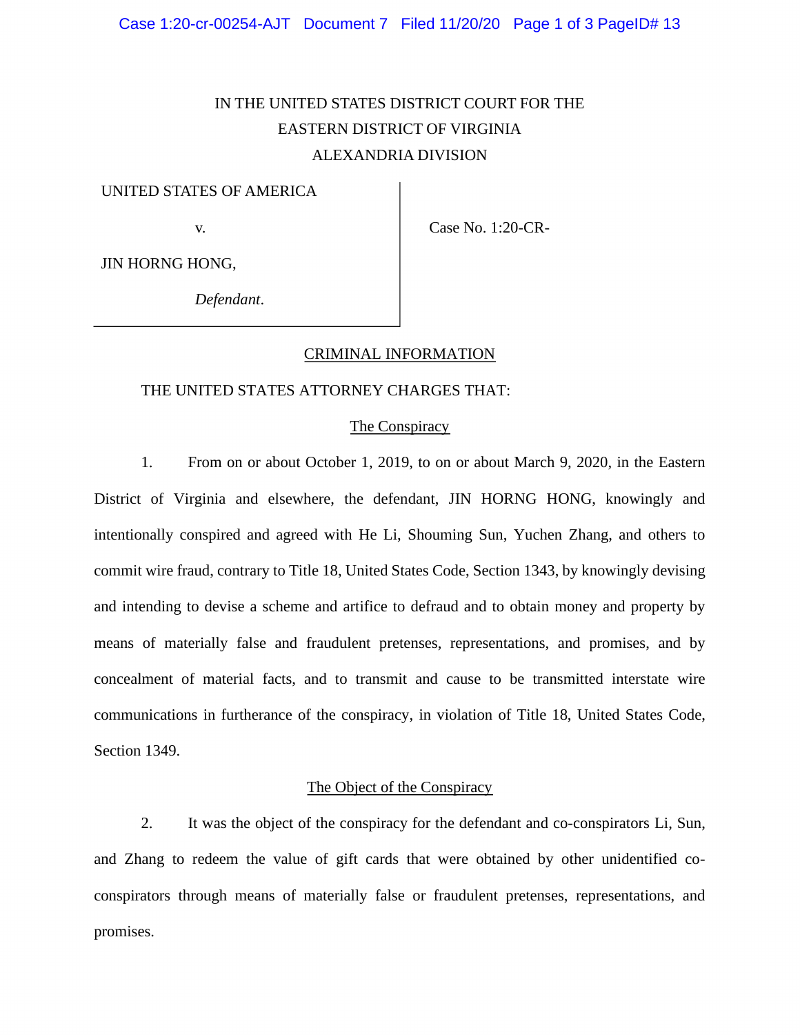IN THE UNITED STATES DISTRICT COURT FOR THE
EASTERN DISTRICT OF VIRGINIA
ALEXANDRIA DIVISION

UNITED STATES OF AMERICA

v.

JIN HORNG HONG,

*Defendant*.

Case No. 1:20-CR-

## CRIMINAL INFORMATION

THE UNITED STATES ATTORNEY CHARGES THAT:

### The Conspiracy

1. From on or about October 1, 2019, to on or about March 9, 2020, in the Eastern District of Virginia and elsewhere, the defendant, JIN HORNG HONG, knowingly and intentionally conspired and agreed with He Li, Shouming Sun, Yuchen Zhang, and others to commit wire fraud, contrary to Title 18, United States Code, Section 1343, by knowingly devising and intending to devise a scheme and artifice to defraud and to obtain money and property by means of materially false and fraudulent pretenses, representations, and promises, and by concealment of material facts, and to transmit and cause to be transmitted interstate wire communications in furtherance of the conspiracy, in violation of Title 18, United States Code, Section 1349.

### The Object of the Conspiracy

2. It was the object of the conspiracy for the defendant and co-conspirators Li, Sun, and Zhang to redeem the value of gift cards that were obtained by other unidentified co-conspirators through means of materially false or fraudulent pretenses, representations, and promises.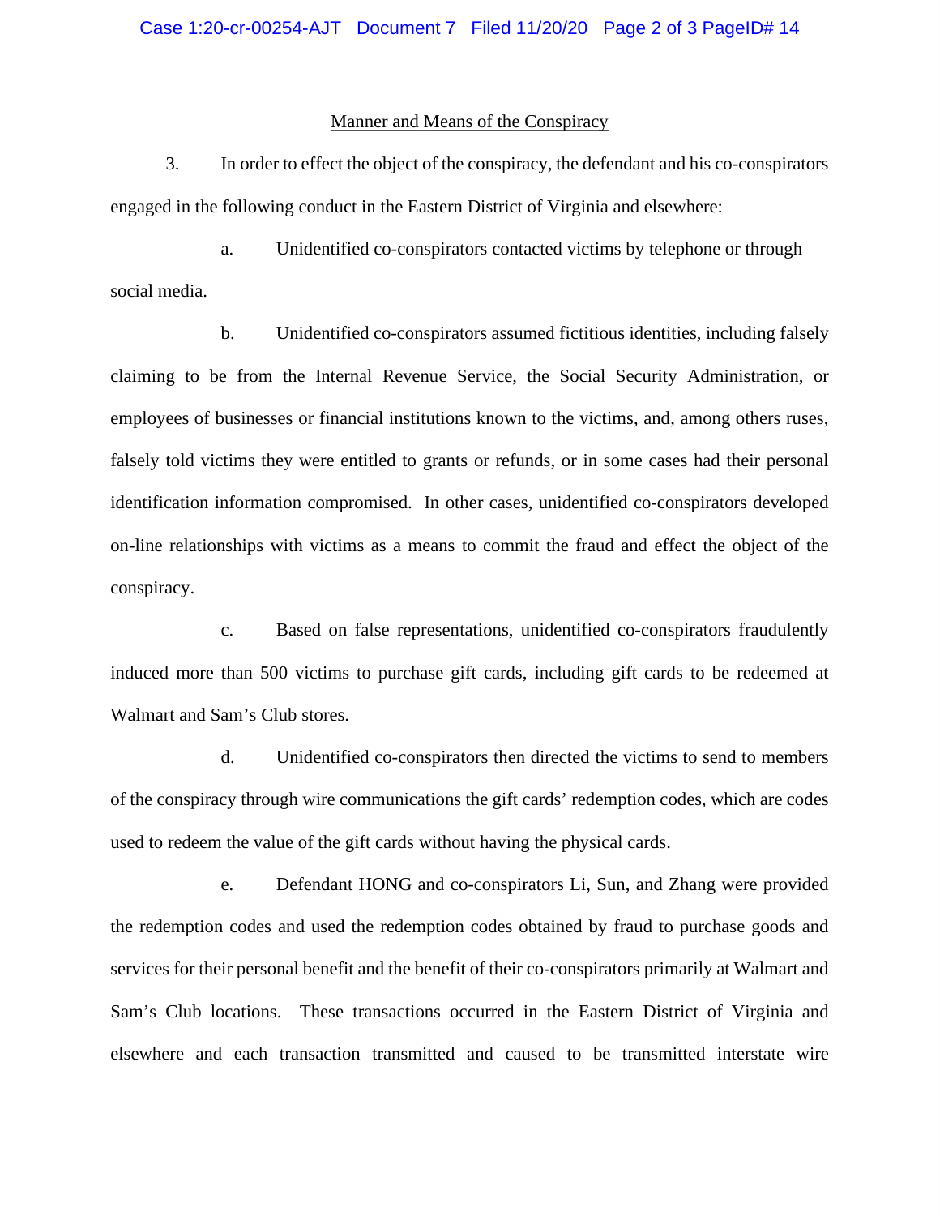## Manner and Means of the Conspiracy

3. In order to effect the object of the conspiracy, the defendant and his co-conspirators engaged in the following conduct in the Eastern District of Virginia and elsewhere:

a. Unidentified co-conspirators contacted victims by telephone or through social media.

b. Unidentified co-conspirators assumed fictitious identities, including falsely claiming to be from the Internal Revenue Service, the Social Security Administration, or employees of businesses or financial institutions known to the victims, and, among others ruses, falsely told victims they were entitled to grants or refunds, or in some cases had their personal identification information compromised. In other cases, unidentified co-conspirators developed on-line relationships with victims as a means to commit the fraud and effect the object of the conspiracy.

c. Based on false representations, unidentified co-conspirators fraudulently induced more than 500 victims to purchase gift cards, including gift cards to be redeemed at Walmart and Sam's Club stores.

d. Unidentified co-conspirators then directed the victims to send to members of the conspiracy through wire communications the gift cards' redemption codes, which are codes used to redeem the value of the gift cards without having the physical cards.

e. Defendant HONG and co-conspirators Li, Sun, and Zhang were provided the redemption codes and used the redemption codes obtained by fraud to purchase goods and services for their personal benefit and the benefit of their co-conspirators primarily at Walmart and Sam's Club locations. These transactions occurred in the Eastern District of Virginia and elsewhere and each transaction transmitted and caused to be transmitted interstate wire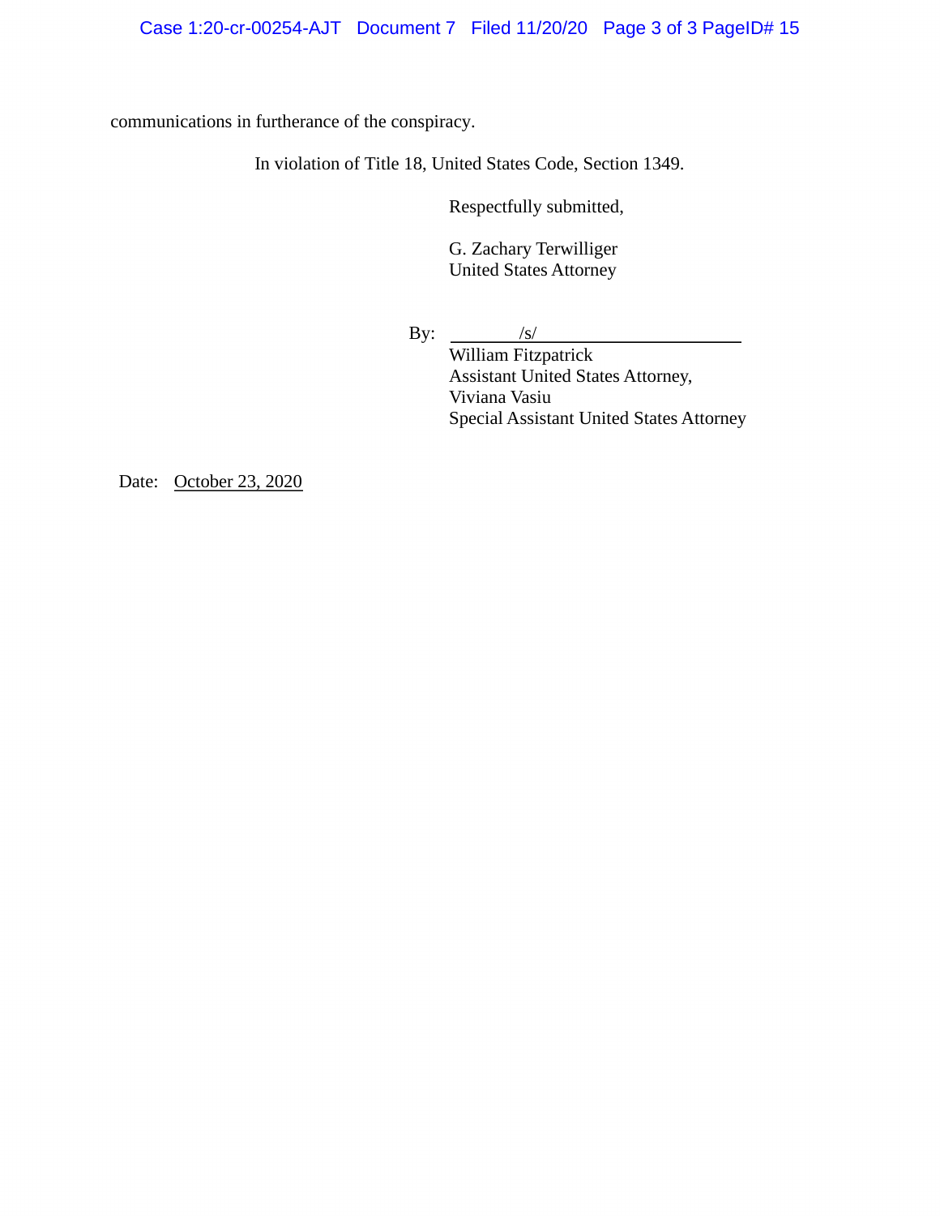communications in furtherance of the conspiracy.

In violation of Title 18, United States Code, Section 1349.

Respectfully submitted,

G. Zachary Terwilliger
United States Attorney

By: /s/
William Fitzpatrick
Assistant United States Attorney,
Viviana Vasiu
Special Assistant United States Attorney

Date: October 23, 2020